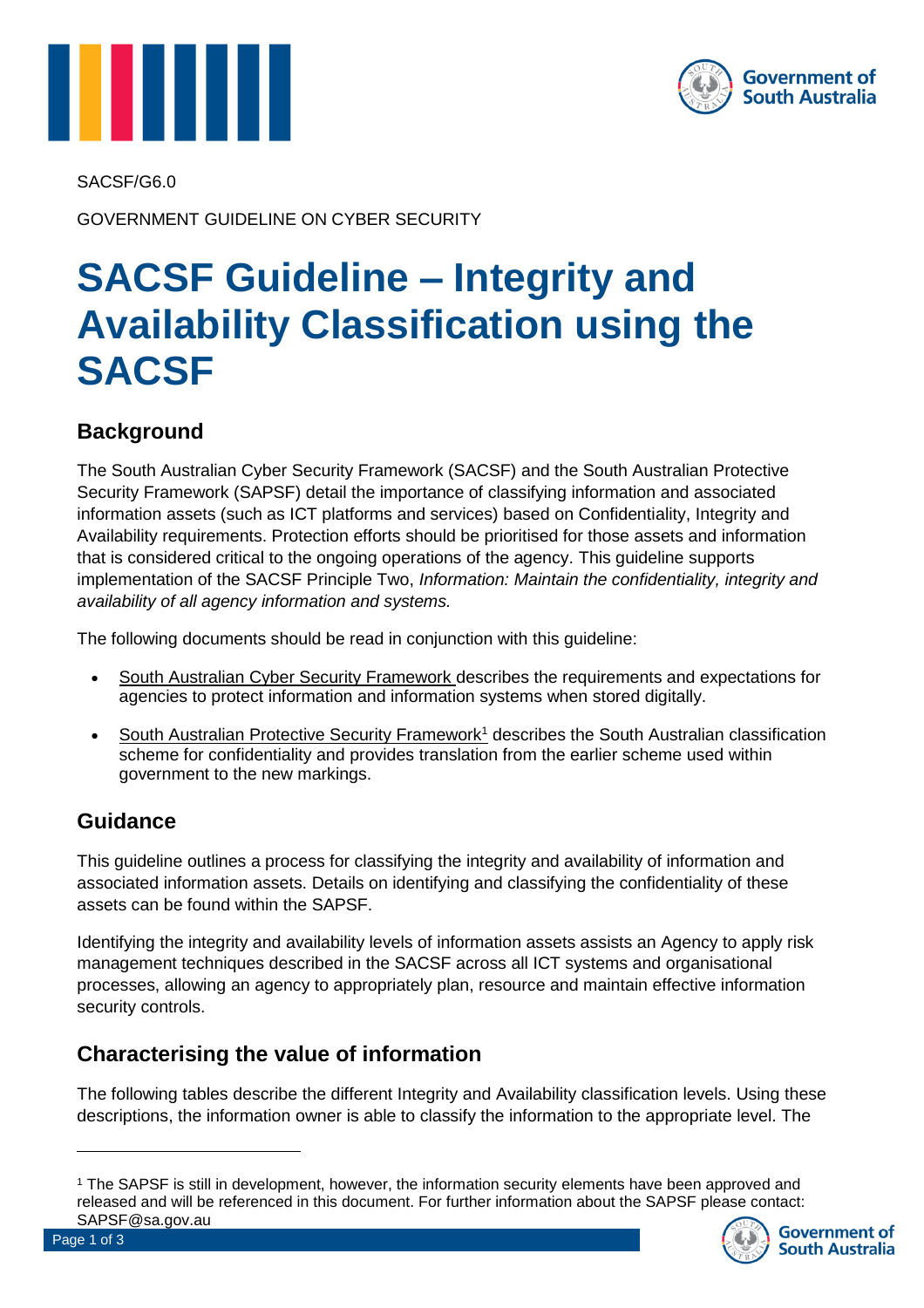SACSF/G6.0

GOVERNMENT GUIDELINE ON CYBER SECURITY

# SACSF Guideline – Integrity and Availability Classification using the SACSF

## Background

The South Australian Cyber Security Framework (SACSF) and the South Australian Protective Security Framework (SAPSF) detail the importance of classifying information and associated information assets (such as ICT platforms and services) based on Confidentiality, Integrity and Availability requirements. Protection efforts should be prioritised for those assets and information that is considered critical to the ongoing operations of the agency. This guideline supports implementation of the SACSF Principle Two, *Information: Maintain the confidentiality, integrity and availability of all agency information and systems.*

The following documents should be read in conjunction with this guideline:

- South Australian Cyber Security Framework describes the requirements and expectations for agencies to protect information and information systems when stored digitally.
- South Australian Protective Security Framework[1] describes the South Australian classification scheme for confidentiality and provides translation from the earlier scheme used within government to the new markings.

## Guidance

This guideline outlines a process for classifying the integrity and availability of information and associated information assets. Details on identifying and classifying the confidentiality of these assets can be found within the SAPSF.

Identifying the integrity and availability levels of information assets assists an Agency to apply risk management techniques described in the SACSF across all ICT systems and organisational processes, allowing an agency to appropriately plan, resource and maintain effective information security controls.

## Characterising the value of information

The following tables describe the different Integrity and Availability classification levels. Using these descriptions, the information owner is able to classify the information to the appropriate level. The

[1] The SAPSF is still in development, however, the information security elements have been approved and released and will be referenced in this document. For further information about the SAPSF please contact: SAPSF@sa.gov.au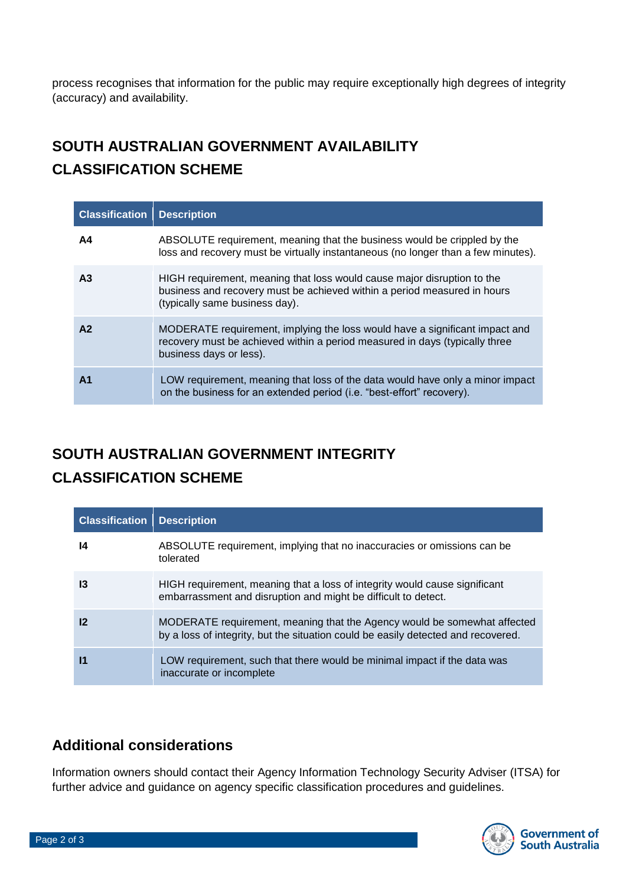process recognises that information for the public may require exceptionally high degrees of integrity (accuracy) and availability.

## SOUTH AUSTRALIAN GOVERNMENT AVAILABILITY CLASSIFICATION SCHEME

| Classification | Description |
|---|---|
| **A4** | ABSOLUTE requirement, meaning that the business would be crippled by the loss and recovery must be virtually instantaneous (no longer than a few minutes). |
| **A3** | HIGH requirement, meaning that loss would cause major disruption to the business and recovery must be achieved within a period measured in hours (typically same business day). |
| **A2** | MODERATE requirement, implying the loss would have a significant impact and recovery must be achieved within a period measured in days (typically three business days or less). |
| **A1** | LOW requirement, meaning that loss of the data would have only a minor impact on the business for an extended period (i.e. "best-effort" recovery). |

## SOUTH AUSTRALIAN GOVERNMENT INTEGRITY CLASSIFICATION SCHEME

| Classification | Description |
|---|---|
| **I4** | ABSOLUTE requirement, implying that no inaccuracies or omissions can be tolerated |
| **I3** | HIGH requirement, meaning that a loss of integrity would cause significant embarrassment and disruption and might be difficult to detect. |
| **I2** | MODERATE requirement, meaning that the Agency would be somewhat affected by a loss of integrity, but the situation could be easily detected and recovered. |
| **I1** | LOW requirement, such that there would be minimal impact if the data was inaccurate or incomplete |

## Additional considerations

Information owners should contact their Agency Information Technology Security Adviser (ITSA) for further advice and guidance on agency specific classification procedures and guidelines.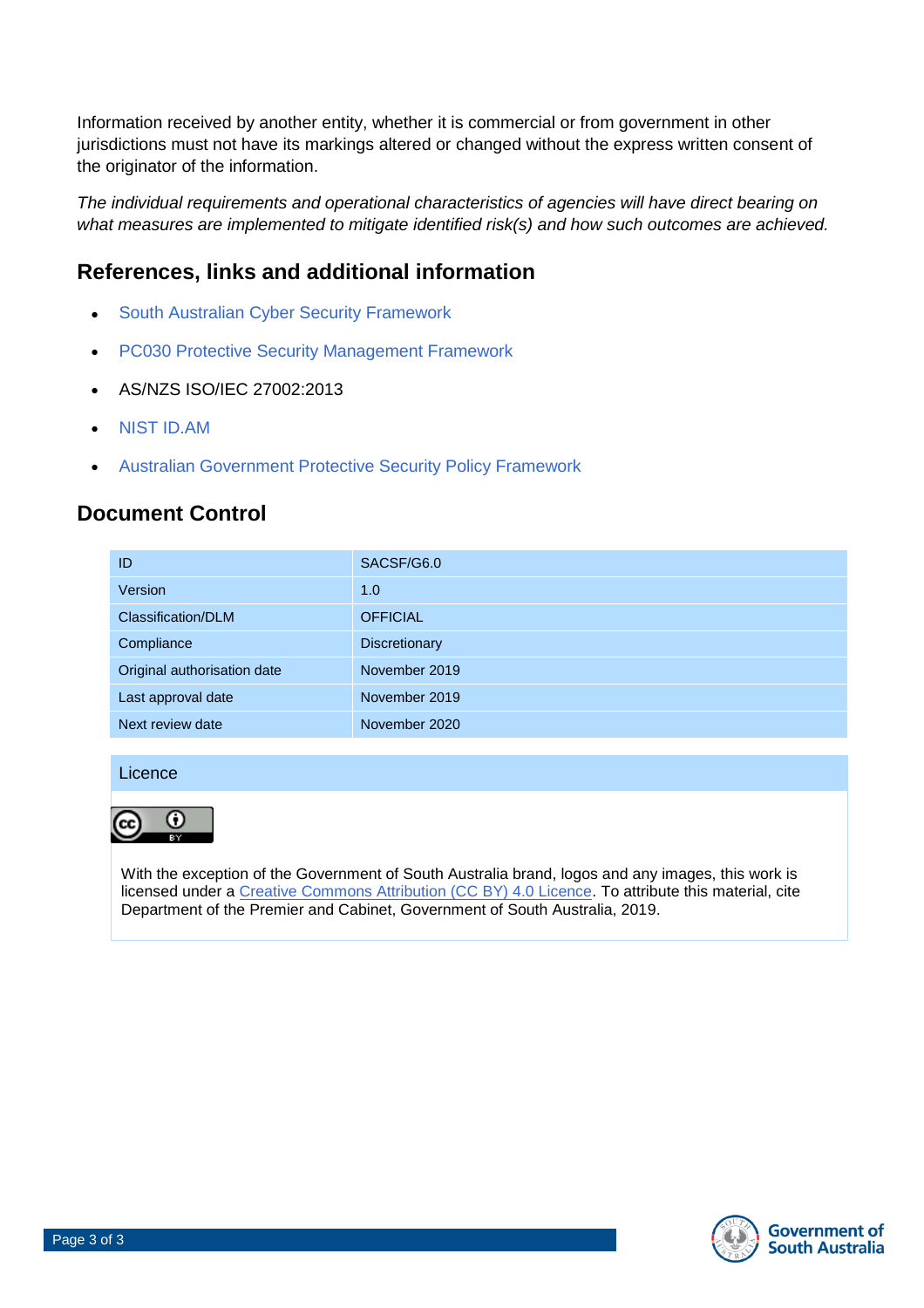Information received by another entity, whether it is commercial or from government in other jurisdictions must not have its markings altered or changed without the express written consent of the originator of the information.

*The individual requirements and operational characteristics of agencies will have direct bearing on what measures are implemented to mitigate identified risk(s) and how such outcomes are achieved.*

## References, links and additional information

- South Australian Cyber Security Framework
- PC030 Protective Security Management Framework
- AS/NZS ISO/IEC 27002:2013
- NIST ID.AM
- Australian Government Protective Security Policy Framework

## Document Control

| | |
|---|---|
| ID | SACSF/G6.0 |
| Version | 1.0 |
| Classification/DLM | OFFICIAL |
| Compliance | Discretionary |
| Original authorisation date | November 2019 |
| Last approval date | November 2019 |
| Next review date | November 2020 |

**Licence**

With the exception of the Government of South Australia brand, logos and any images, this work is licensed under a Creative Commons Attribution (CC BY) 4.0 Licence. To attribute this material, cite Department of the Premier and Cabinet, Government of South Australia, 2019.